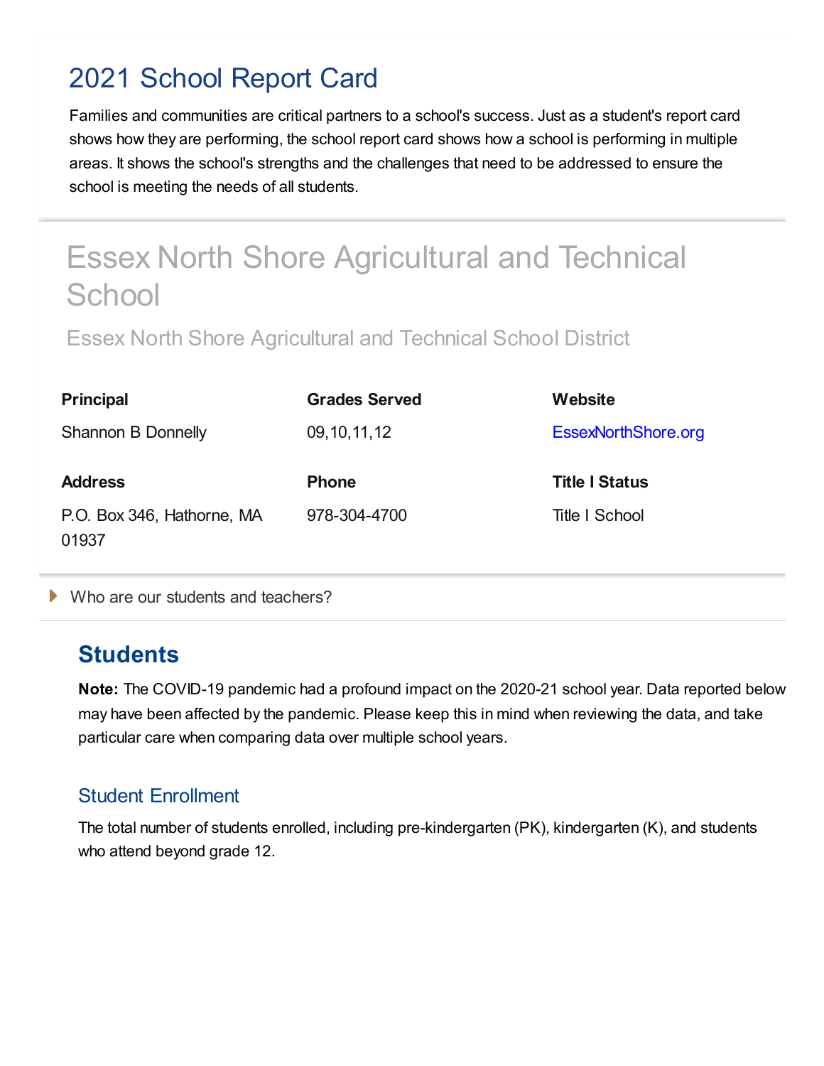# 2021 School Report Card

Families and communities are critical partners to a school's success. Just as a student's report card shows how they are performing, the school report card shows how a school is performing in multiple areas. It shows the school's strengths and the challenges that need to be addressed to ensure the school is meeting the needs of all students.

## Essex North Shore Agricultural and Technical School

### Essex North Shore Agricultural and Technical School District

| Principal | Grades Served | Website |
|---|---|---|
| Shannon B Donnelly | 09,10,11,12 | EssexNorthShore.org |
| **Address** | **Phone** | **Title I Status** |
| P.O. Box 346, Hathorne, MA 01937 | 978-304-4700 | Title I School |

Who are our students and teachers?

## Students

**Note:** The COVID-19 pandemic had a profound impact on the 2020-21 school year. Data reported below may have been affected by the pandemic. Please keep this in mind when reviewing the data, and take particular care when comparing data over multiple school years.

### Student Enrollment

The total number of students enrolled, including pre-kindergarten (PK), kindergarten (K), and students who attend beyond grade 12.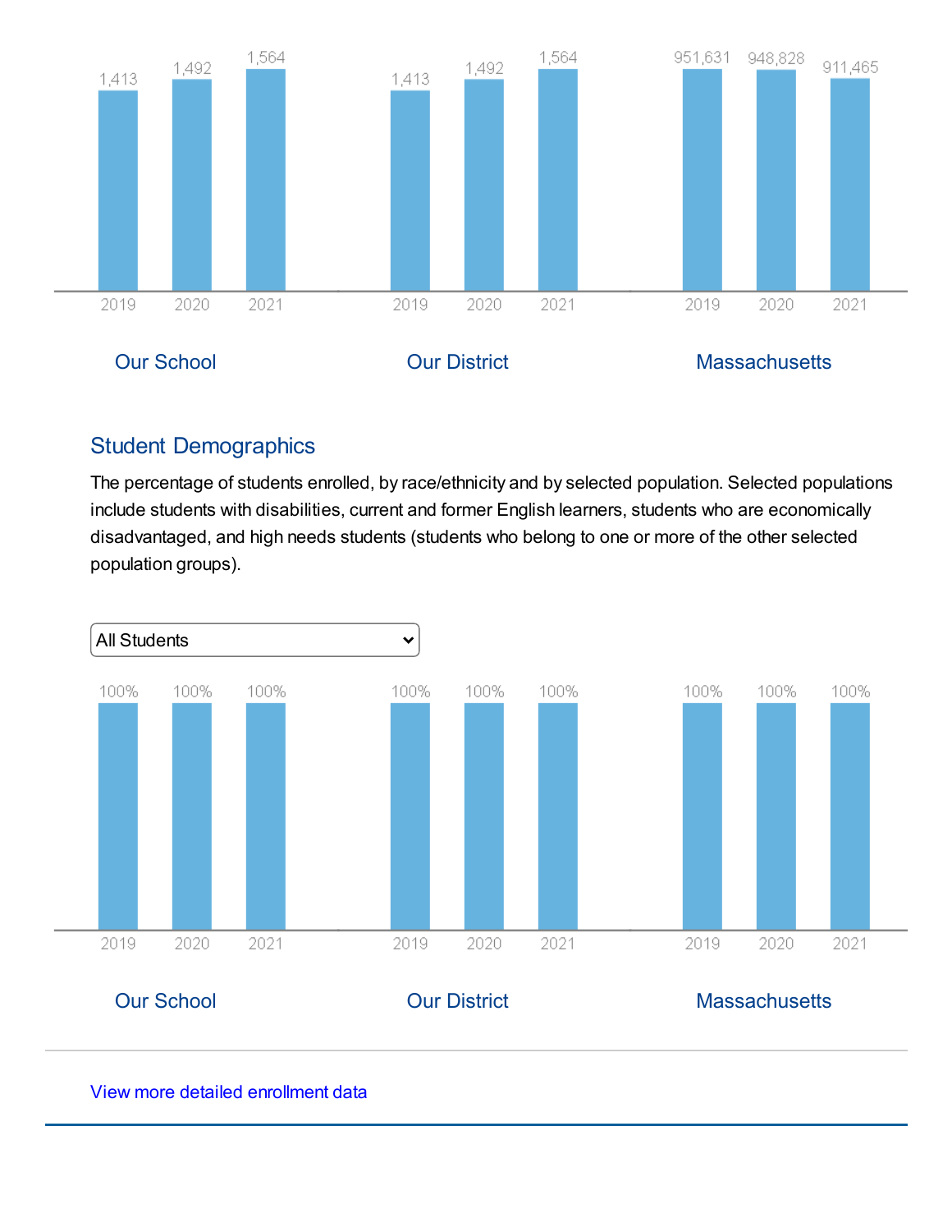1,413
1,492
1,564
2019
2020
2021

Our School

1,413
1,492
1,564
2019
2020
2021

Our District

951,631
948,828
911,465
2019
2020
2021

Massachusetts

## Student Demographics

The percentage of students enrolled, by race/ethnicity and by selected population. Selected populations include students with disabilities, current and former English learners, students who are economically disadvantaged, and high needs students (students who belong to one or more of the other selected population groups).

All Students

100%
100%
100%
2019
2020
2021

Our School

100%
100%
100%
2019
2020
2021

Our District

100%
100%
100%
2019
2020
2021

Massachusetts

View more detailed enrollment data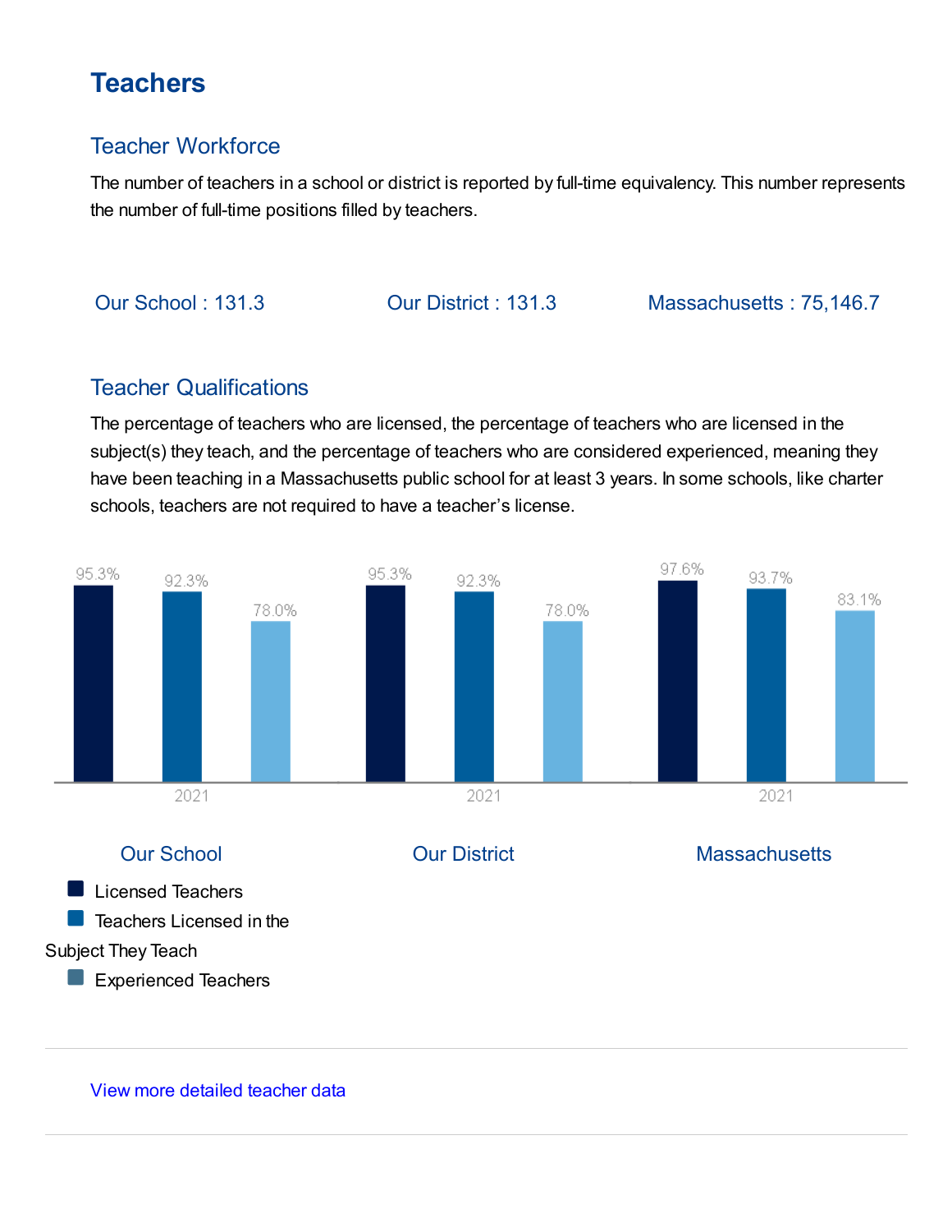# Teachers

## Teacher Workforce

The number of teachers in a school or district is reported by full-time equivalency. This number represents the number of full-time positions filled by teachers.

Our School : 131.3

Our District : 131.3

Massachusetts : 75,146.7

## Teacher Qualifications

The percentage of teachers who are licensed, the percentage of teachers who are licensed in the subject(s) they teach, and the percentage of teachers who are considered experienced, meaning they have been teaching in a Massachusetts public school for at least 3 years. In some schools, like charter schools, teachers are not required to have a teacher's license.

95.3%
92.3%
78.0%
2021
Our School

95.3%
92.3%
78.0%
2021
Our District

97.6%
93.7%
83.1%
2021
Massachusetts

Licensed Teachers
Teachers Licensed in the Subject They Teach
Experienced Teachers

View more detailed teacher data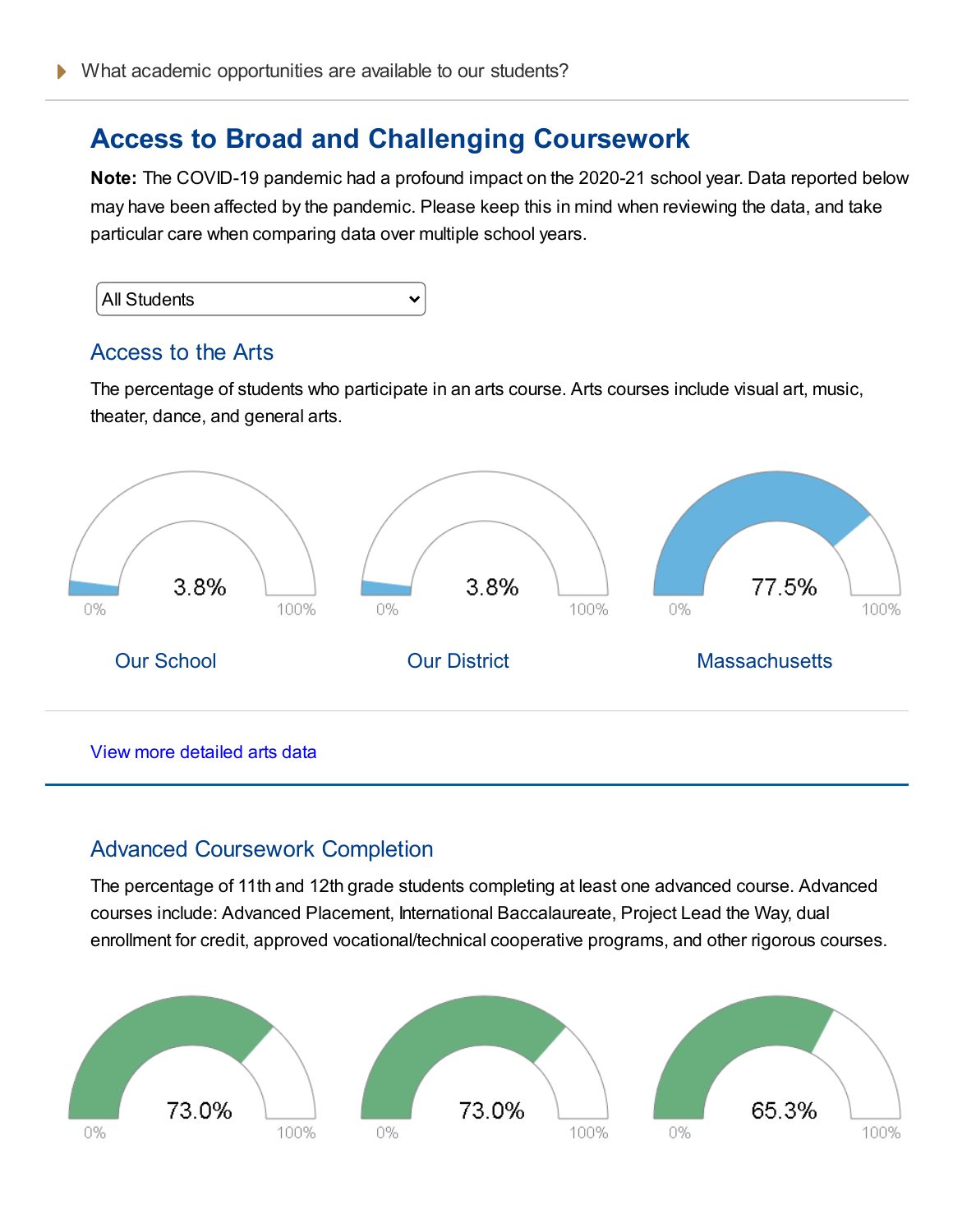What academic opportunities are available to our students?

## Access to Broad and Challenging Coursework

**Note:** The COVID-19 pandemic had a profound impact on the 2020-21 school year. Data reported below may have been affected by the pandemic. Please keep this in mind when reviewing the data, and take particular care when comparing data over multiple school years.

All Students

### Access to the Arts

The percentage of students who participate in an arts course. Arts courses include visual art, music, theater, dance, and general arts.

3.8%
0% 100%
Our School

3.8%
0% 100%
Our District

77.5%
0% 100%
Massachusetts

View more detailed arts data

### Advanced Coursework Completion

The percentage of 11th and 12th grade students completing at least one advanced course. Advanced courses include: Advanced Placement, International Baccalaureate, Project Lead the Way, dual enrollment for credit, approved vocational/technical cooperative programs, and other rigorous courses.

73.0%
0% 100%

73.0%
0% 100%

65.3%
0% 100%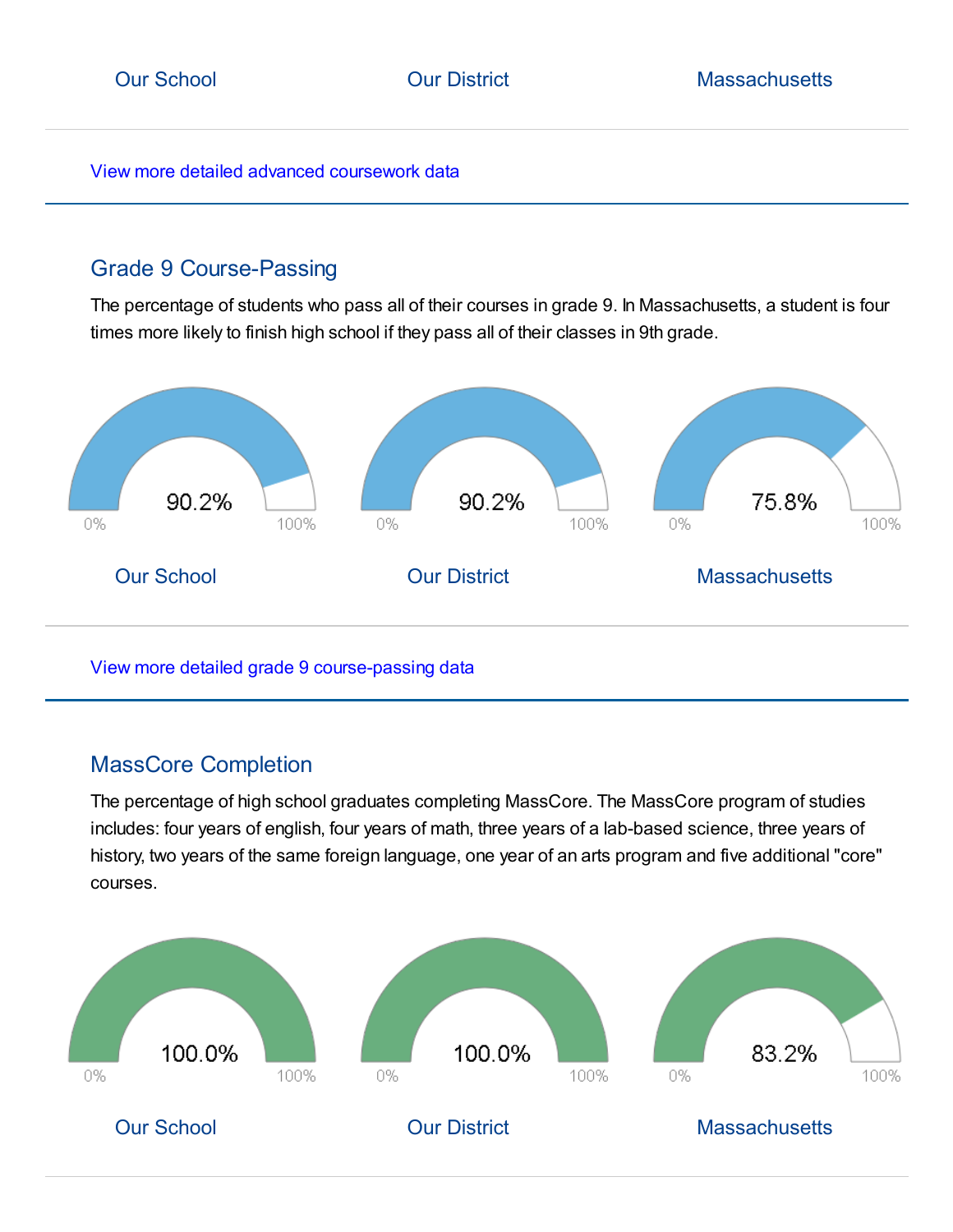Our School

Our District

Massachusetts

View more detailed advanced coursework data

## Grade 9 Course-Passing

The percentage of students who pass all of their courses in grade 9. In Massachusetts, a student is four times more likely to finish high school if they pass all of their classes in 9th grade.

90.2%
0% 100%
Our School

90.2%
0% 100%
Our District

75.8%
0% 100%
Massachusetts

View more detailed grade 9 course-passing data

## MassCore Completion

The percentage of high school graduates completing MassCore. The MassCore program of studies includes: four years of english, four years of math, three years of a lab-based science, three years of history, two years of the same foreign language, one year of an arts program and five additional "core" courses.

100.0%
0% 100%
Our School

100.0%
0% 100%
Our District

83.2%
0% 100%
Massachusetts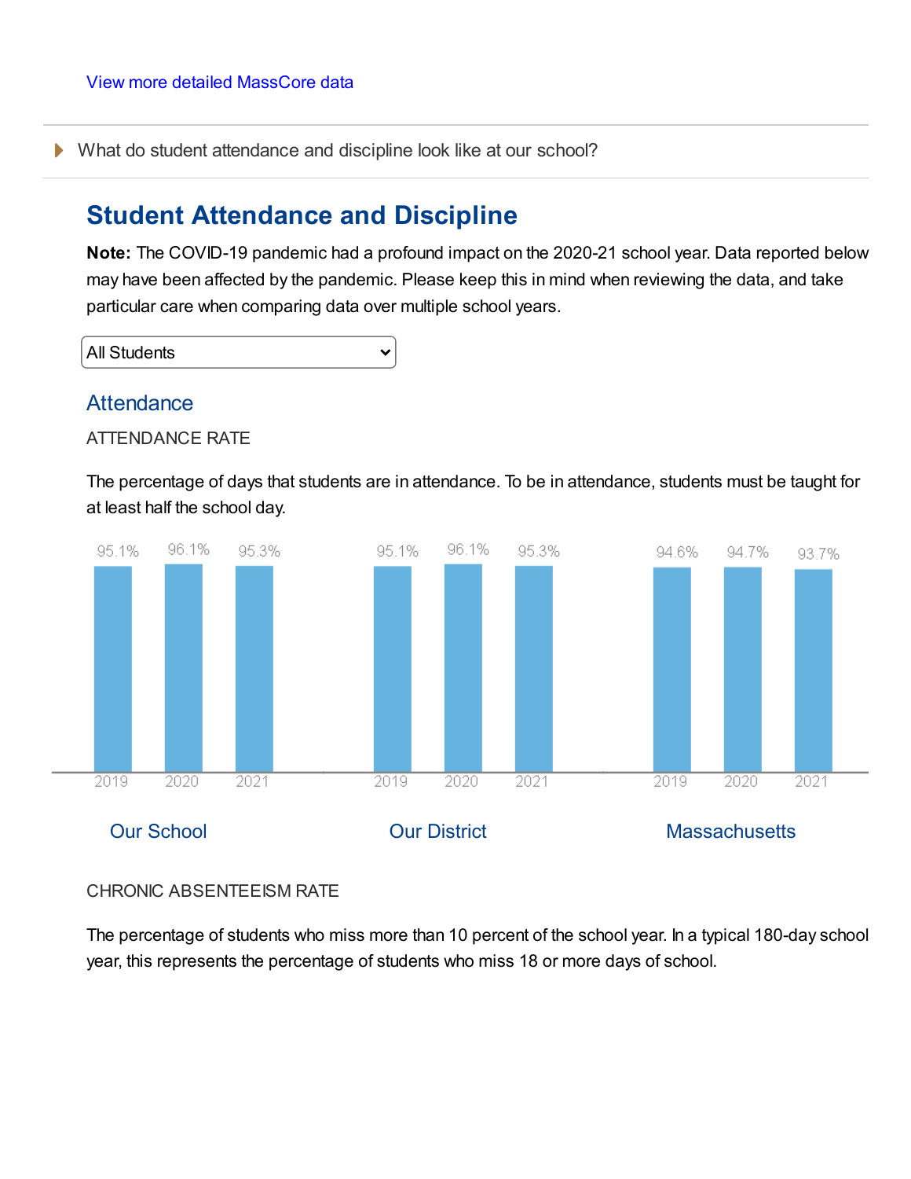View more detailed MassCore data

▸ What do student attendance and discipline look like at our school?

## Student Attendance and Discipline

**Note:** The COVID-19 pandemic had a profound impact on the 2020-21 school year. Data reported below may have been affected by the pandemic. Please keep this in mind when reviewing the data, and take particular care when comparing data over multiple school years.

All Students

### Attendance

ATTENDANCE RATE

The percentage of days that students are in attendance. To be in attendance, students must be taught for at least half the school day.

95.1% 96.1% 95.3%
2019 2020 2021
Our School

95.1% 96.1% 95.3%
2019 2020 2021
Our District

94.6% 94.7% 93.7%
2019 2020 2021
Massachusetts

CHRONIC ABSENTEEISM RATE

The percentage of students who miss more than 10 percent of the school year. In a typical 180-day school year, this represents the percentage of students who miss 18 or more days of school.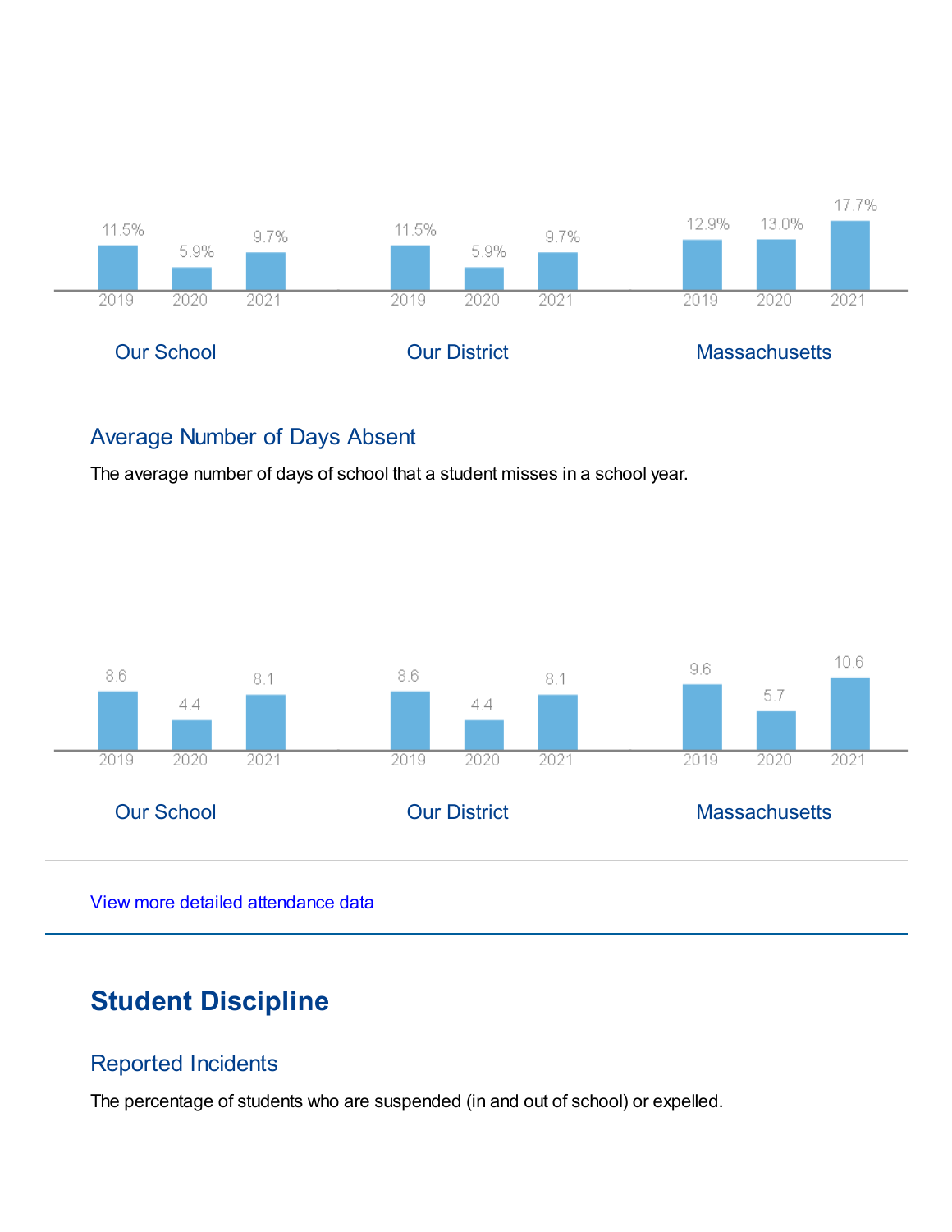| | 2019 | 2020 | 2021 |
|---|---|---|---|
| Our School | 11.5% | 5.9% | 9.7% |
| Our District | 11.5% | 5.9% | 9.7% |
| Massachusetts | 12.9% | 13.0% | 17.7% |

### Average Number of Days Absent

The average number of days of school that a student misses in a school year.

| | 2019 | 2020 | 2021 |
|---|---|---|---|
| Our School | 8.6 | 4.4 | 8.1 |
| Our District | 8.6 | 4.4 | 8.1 |
| Massachusetts | 9.6 | 5.7 | 10.6 |

View more detailed attendance data

## Student Discipline

### Reported Incidents

The percentage of students who are suspended (in and out of school) or expelled.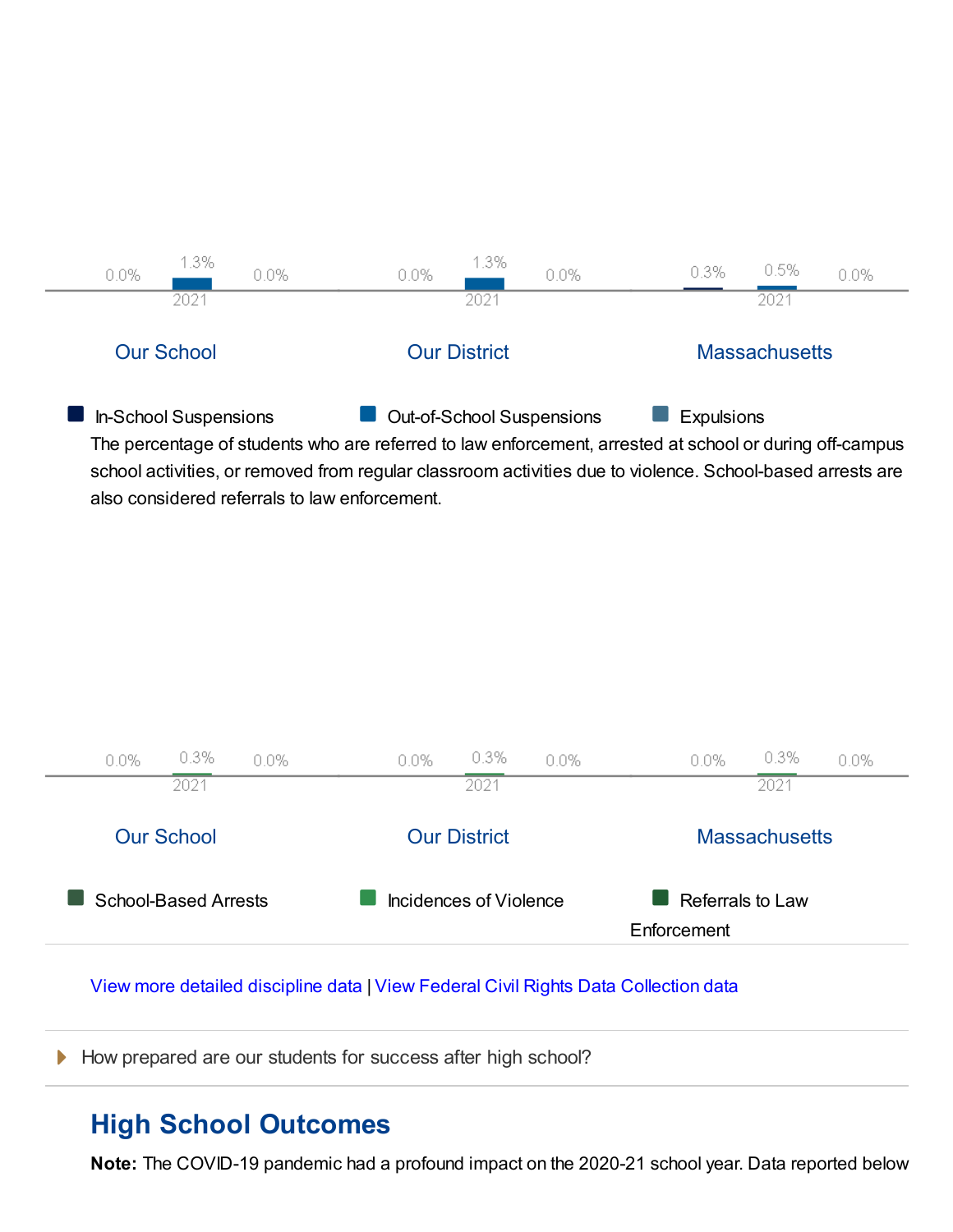0.0% 1.3% 0.0%
2021

Our School

0.0% 1.3% 0.0%
2021

Our District

0.3% 0.5% 0.0%
2021

Massachusetts

In-School Suspensions Out-of-School Suspensions Expulsions

The percentage of students who are referred to law enforcement, arrested at school or during off-campus school activities, or removed from regular classroom activities due to violence. School-based arrests are also considered referrals to law enforcement.

0.0% 0.3% 0.0%
2021

Our School

0.0% 0.3% 0.0%
2021

Our District

0.0% 0.3% 0.0%
2021

Massachusetts

School-Based Arrests Incidences of Violence Referrals to Law Enforcement

View more detailed discipline data | View Federal Civil Rights Data Collection data

How prepared are our students for success after high school?

## High School Outcomes

**Note:** The COVID-19 pandemic had a profound impact on the 2020-21 school year. Data reported below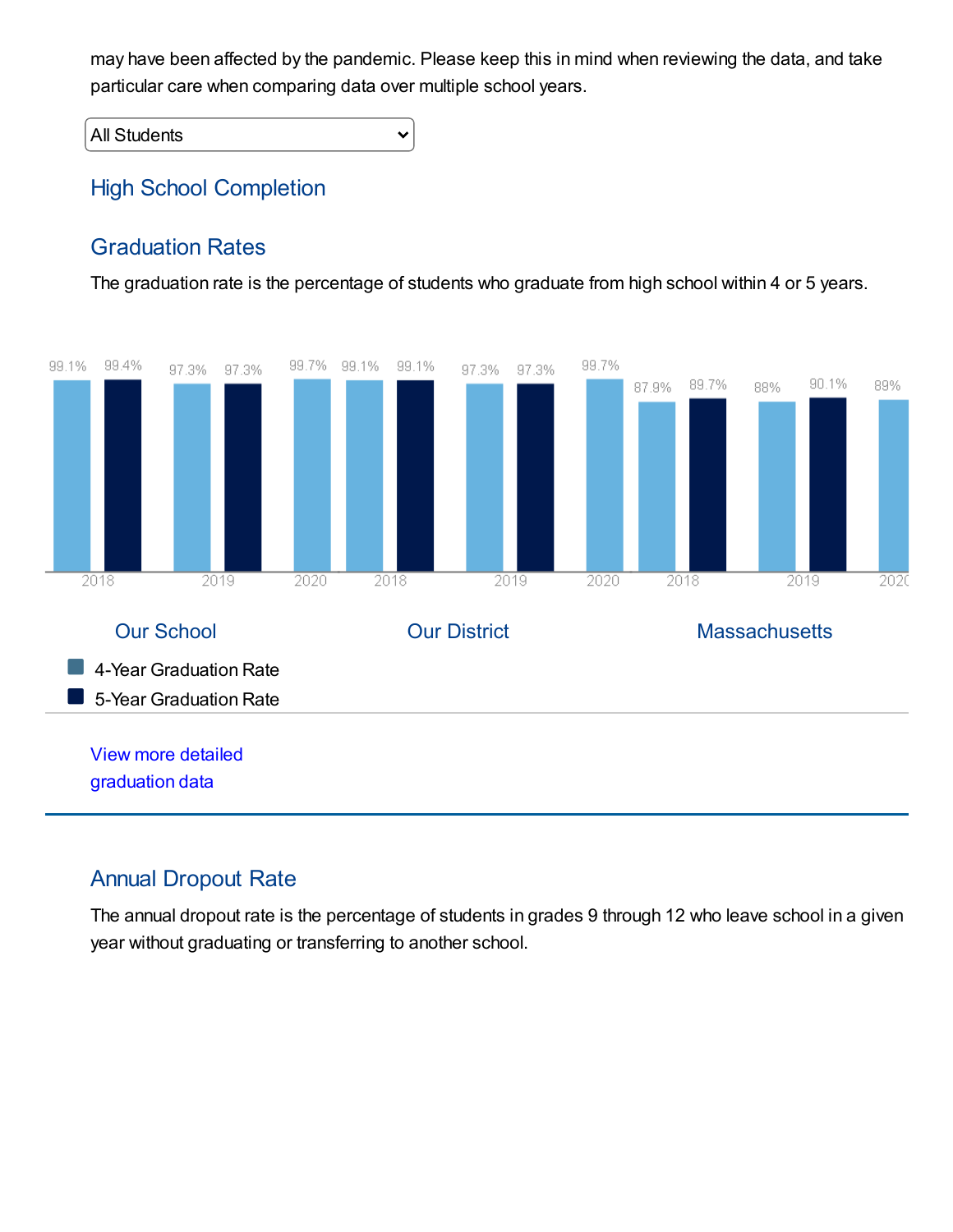may have been affected by the pandemic. Please keep this in mind when reviewing the data, and take particular care when comparing data over multiple school years.

All Students

## High School Completion

## Graduation Rates

The graduation rate is the percentage of students who graduate from high school within 4 or 5 years.

99.1% 99.4% 97.3% 97.3% 99.7% 99.1% 99.1% 97.3% 97.3% 99.7% 87.9% 89.7% 88% 90.1% 89%

2018 2019 2020 2018 2019 2020 2018 2019 2020

Our School

Our District

Massachusetts

4-Year Graduation Rate

5-Year Graduation Rate

View more detailed graduation data

## Annual Dropout Rate

The annual dropout rate is the percentage of students in grades 9 through 12 who leave school in a given year without graduating or transferring to another school.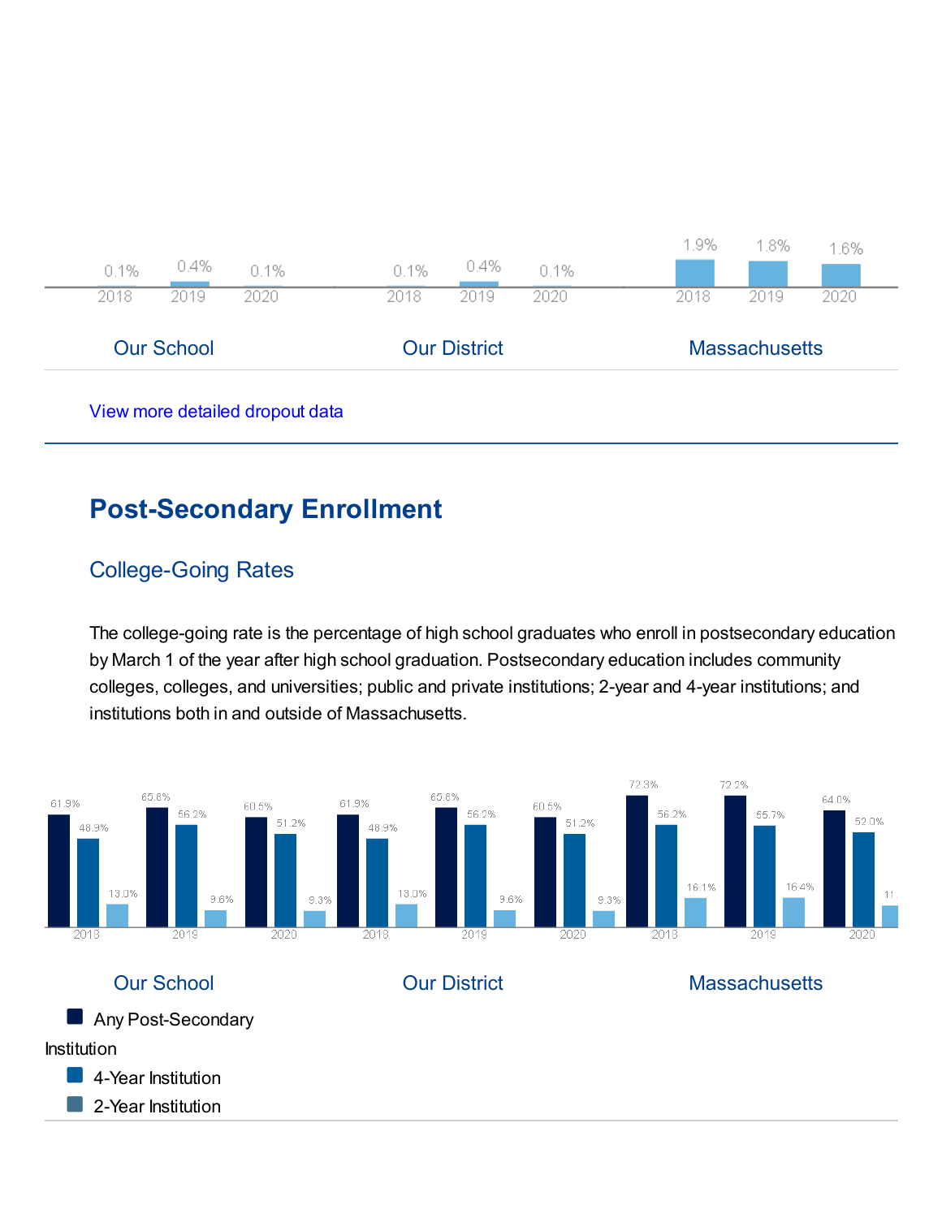0.1%
0.4%
0.1%
2018
2019
2020

0.1%
0.4%
0.1%
2018
2019
2020

1.9%
1.8%
1.6%
2018
2019
2020

Our School
Our District
Massachusetts

View more detailed dropout data

## Post-Secondary Enrollment

### College-Going Rates

The college-going rate is the percentage of high school graduates who enroll in postsecondary education by March 1 of the year after high school graduation. Postsecondary education includes community colleges, colleges, and universities; public and private institutions; 2-year and 4-year institutions; and institutions both in and outside of Massachusetts.

61.9% 48.9% 13.0%
2018
65.8% 56.2% 9.6%
2019
60.5% 51.2% 9.3%
2020

61.9% 48.9% 13.0%
2018
65.8% 56.2% 9.6%
2019
60.5% 51.2% 9.3%
2020

72.3% 56.2% 16.1%
2018
72.2% 55.7% 16.4%
2019
64.0% 52.0% 11.
2020

Our School
Our District
Massachusetts

- Any Post-Secondary Institution
- 4-Year Institution
- 2-Year Institution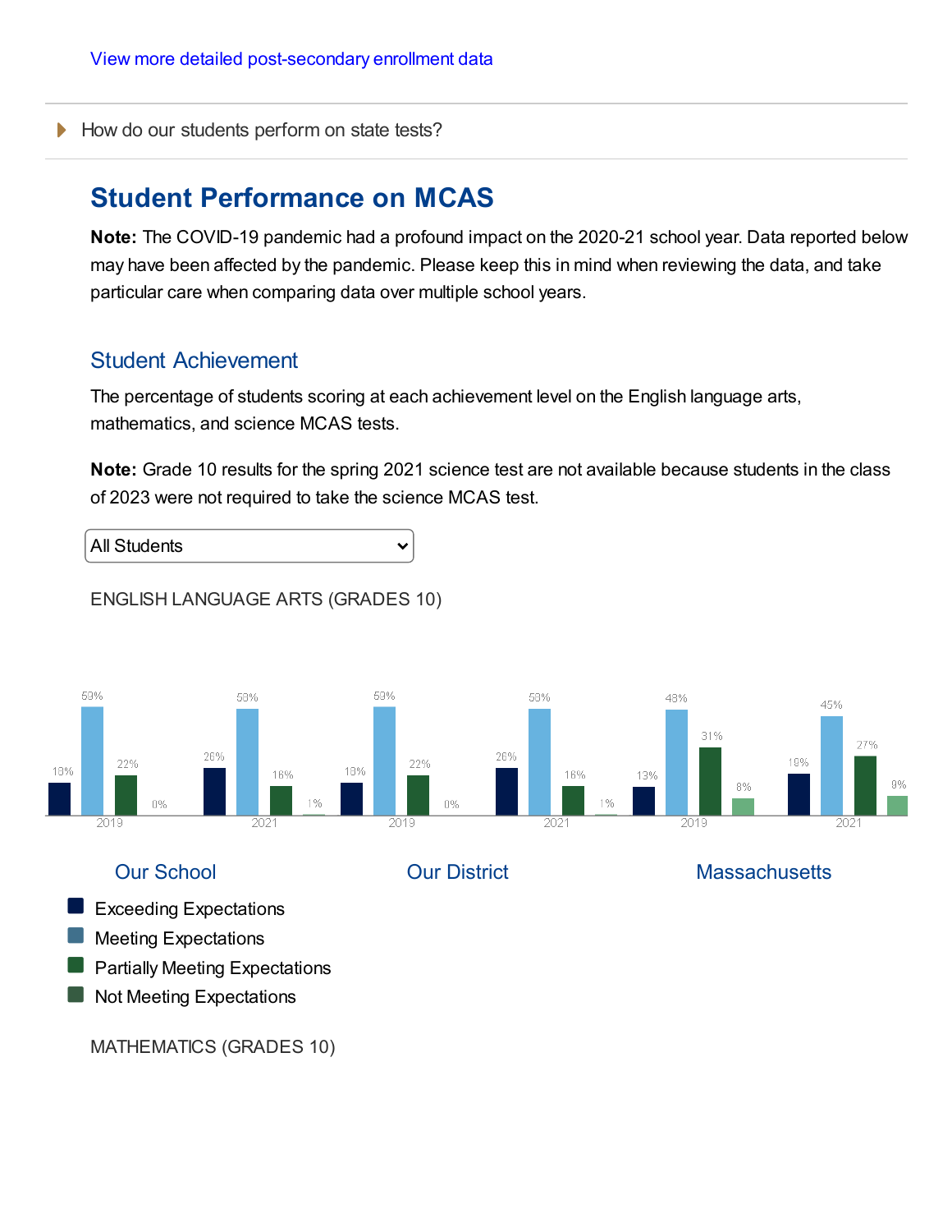View more detailed post-secondary enrollment data

How do our students perform on state tests?

## Student Performance on MCAS

**Note:** The COVID-19 pandemic had a profound impact on the 2020-21 school year. Data reported below may have been affected by the pandemic. Please keep this in mind when reviewing the data, and take particular care when comparing data over multiple school years.

### Student Achievement

The percentage of students scoring at each achievement level on the English language arts, mathematics, and science MCAS tests.

**Note:** Grade 10 results for the spring 2021 science test are not available because students in the class of 2023 were not required to take the science MCAS test.

All Students

ENGLISH LANGUAGE ARTS (GRADES 10)

18%
59%
22%
0%
26%
58%
16%
1%
18%
59%
22%
0%
26%
58%
16%
1%
13%
48%
31%
8%
19%
45%
27%
9%

2019
2021
2019
2021
2019
2021

Our School
Our District
Massachusetts

Exceeding Expectations
Meeting Expectations
Partially Meeting Expectations
Not Meeting Expectations

MATHEMATICS (GRADES 10)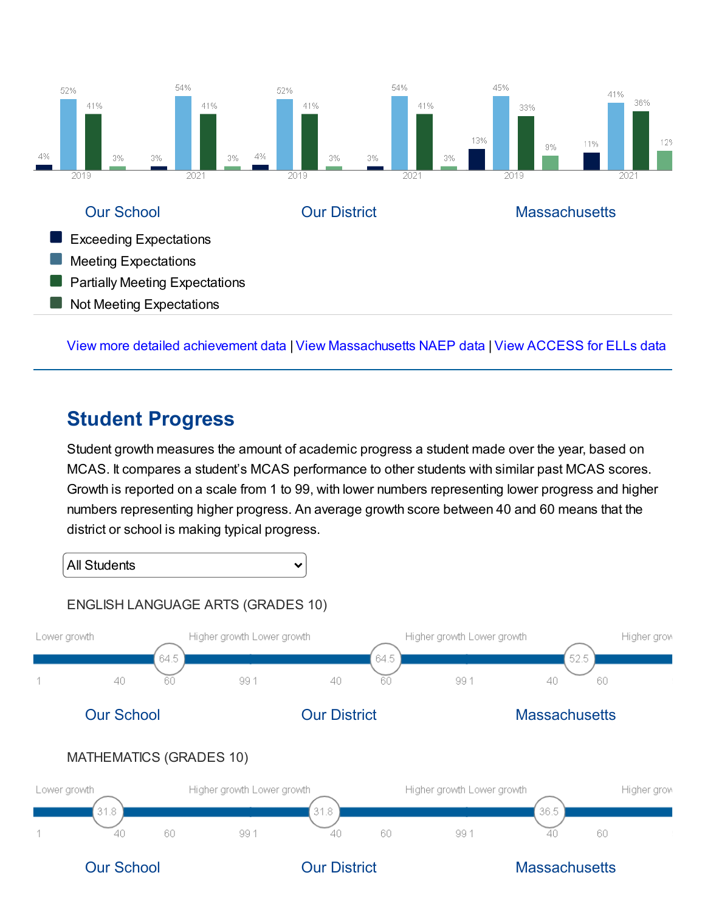4%
52%
41%
3%
2019
3%
54%
41%
3%
2021
4%
52%
41%
3%
2019
3%
54%
41%
3%
2021
13%
45%
33%
9%
2019
11%
41%
36%
12%
2021

Our School
Our District
Massachusetts

- Exceeding Expectations
- Meeting Expectations
- Partially Meeting Expectations
- Not Meeting Expectations

View more detailed achievement data | View Massachusetts NAEP data | View ACCESS for ELLs data

## Student Progress

Student growth measures the amount of academic progress a student made over the year, based on MCAS. It compares a student's MCAS performance to other students with similar past MCAS scores. Growth is reported on a scale from 1 to 99, with lower numbers representing lower progress and higher numbers representing higher progress. An average growth score between 40 and 60 means that the district or school is making typical progress.

All Students

ENGLISH LANGUAGE ARTS (GRADES 10)

Lower growth
Higher growth
Lower growth
Higher growth
Lower growth
Higher grow

64.5
64.5
52.5

1
40
60
99
1
40
60
99
1
40
60

Our School
Our District
Massachusetts

MATHEMATICS (GRADES 10)

Lower growth
Higher growth
Lower growth
Higher growth
Lower growth
Higher grow

31.8
31.8
36.5

1
40
60
99
1
40
60
99
1
40
60

Our School
Our District
Massachusetts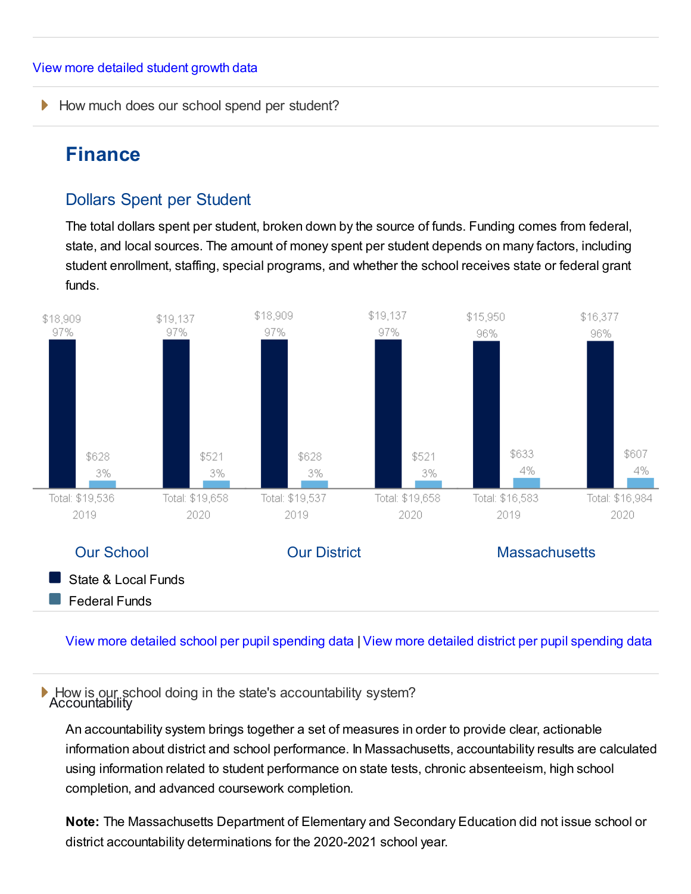View more detailed student growth data

▶ How much does our school spend per student?

## Finance

### Dollars Spent per Student

The total dollars spent per student, broken down by the source of funds. Funding comes from federal, state, and local sources. The amount of money spent per student depends on many factors, including student enrollment, staffing, special programs, and whether the school receives state or federal grant funds.

$18,909
97%
$628
3%
Total: $19,536
2019

$19,137
97%
$521
3%
Total: $19,658
2020

$18,909
97%
$628
3%
Total: $19,537
2019

$19,137
97%
$521
3%
Total: $19,658
2020

$15,950
96%
$633
4%
Total: $16,583
2019

$16,377
96%
$607
4%
Total: $16,984
2020

Our School

Our District

Massachusetts

State & Local Funds

Federal Funds

View more detailed school per pupil spending data | View more detailed district per pupil spending data

▶ How is our school doing in the state's accountability system?

Accountability

An accountability system brings together a set of measures in order to provide clear, actionable information about district and school performance. In Massachusetts, accountability results are calculated using information related to student performance on state tests, chronic absenteeism, high school completion, and advanced coursework completion.

**Note:** The Massachusetts Department of Elementary and Secondary Education did not issue school or district accountability determinations for the 2020-2021 school year.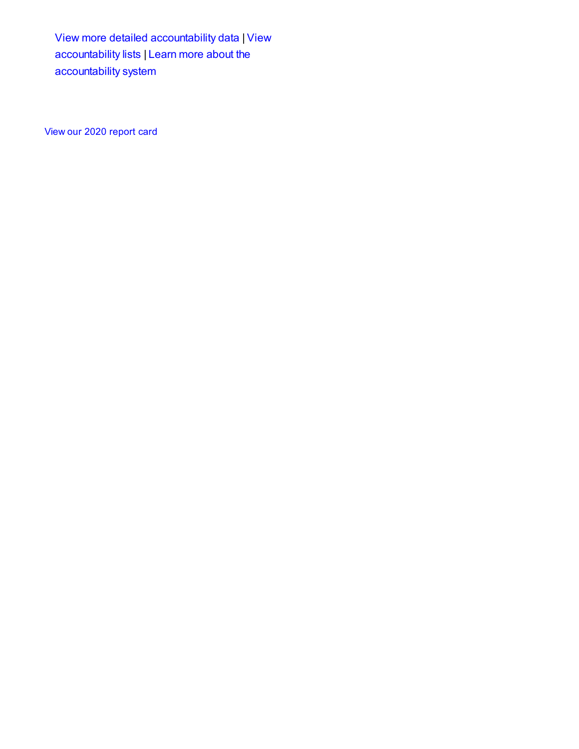View more detailed accountability data | View accountability lists | Learn more about the accountability system

View our 2020 report card